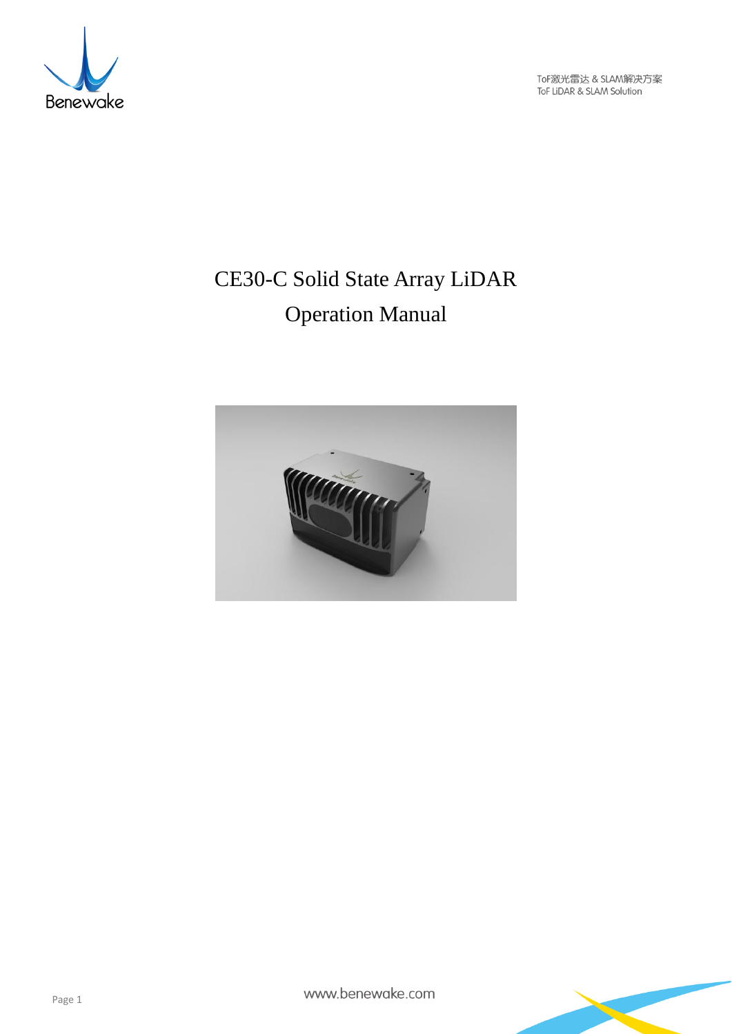# CE30-C Solid State Array LiDAR

# Operation Manual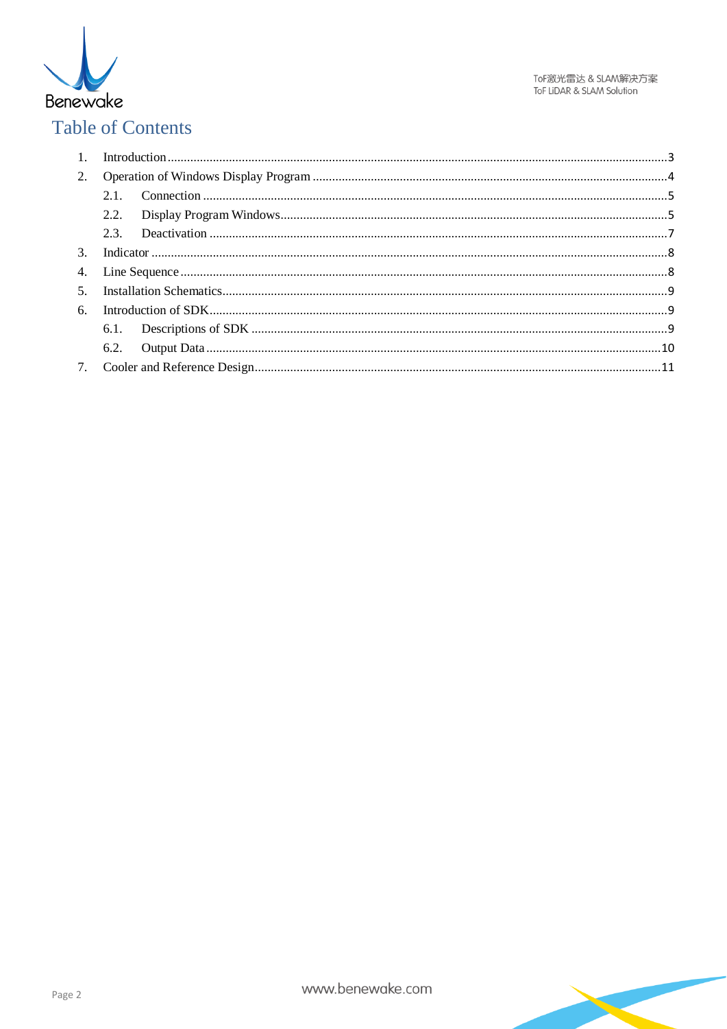# Table of Contents

1. Introduction ....................................................... 3
2. Operation of Windows Display Program ....................................................... 4
   2.1. Connection ....................................................... 5
   2.2. Display Program Windows ....................................................... 5
   2.3. Deactivation ....................................................... 7
3. Indicator ....................................................... 8
4. Line Sequence ....................................................... 8
5. Installation Schematics ....................................................... 9
6. Introduction of SDK ....................................................... 9
   6.1. Descriptions of SDK ....................................................... 9
   6.2. Output Data ....................................................... 10
7. Cooler and Reference Design ....................................................... 11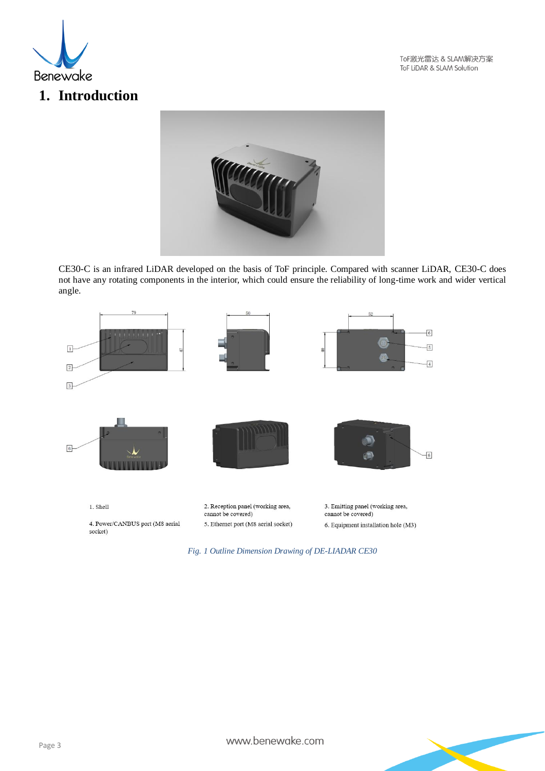# 1. Introduction

CE30-C is an infrared LiDAR developed on the basis of ToF principle. Compared with scanner LiDAR, CE30-C does not have any rotating components in the interior, which could ensure the reliability of long-time work and wider vertical angle.

1. Shell
2. Reception panel (working area, cannot be covered)
3. Emitting panel (working area, cannot be covered)
4. Power/CANBUS port (M8 aerial socket)
5. Ethernet port (M8 aerial socket)
6. Equipment installation hole (M3)

*Fig. 1 Outline Dimension Drawing of DE-LIADAR CE30*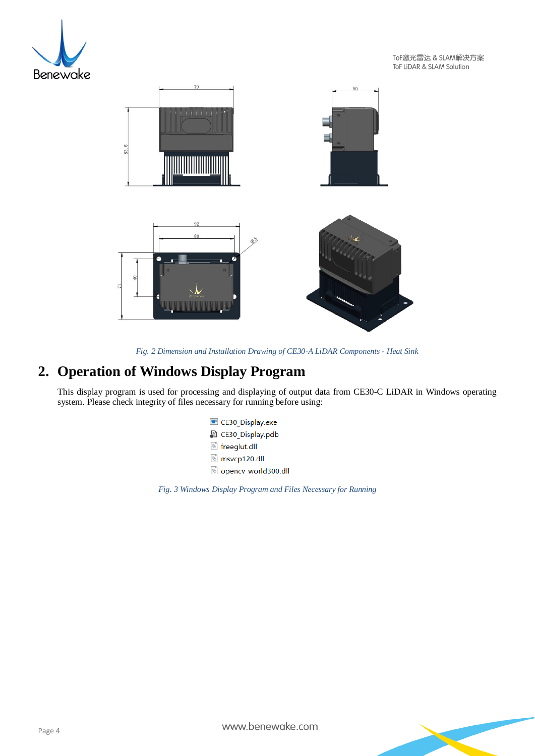Fig. 2 Dimension and Installation Drawing of CE30-A LiDAR Components - Heat Sink

## 2. Operation of Windows Display Program

This display program is used for processing and displaying of output data from CE30-C LiDAR in Windows operating system. Please check integrity of files necessary for running before using:

- CE30_Display.exe
- CE30_Display.pdb
- freeglut.dll
- msvcp120.dll
- opencv_world300.dll

Fig. 3 Windows Display Program and Files Necessary for Running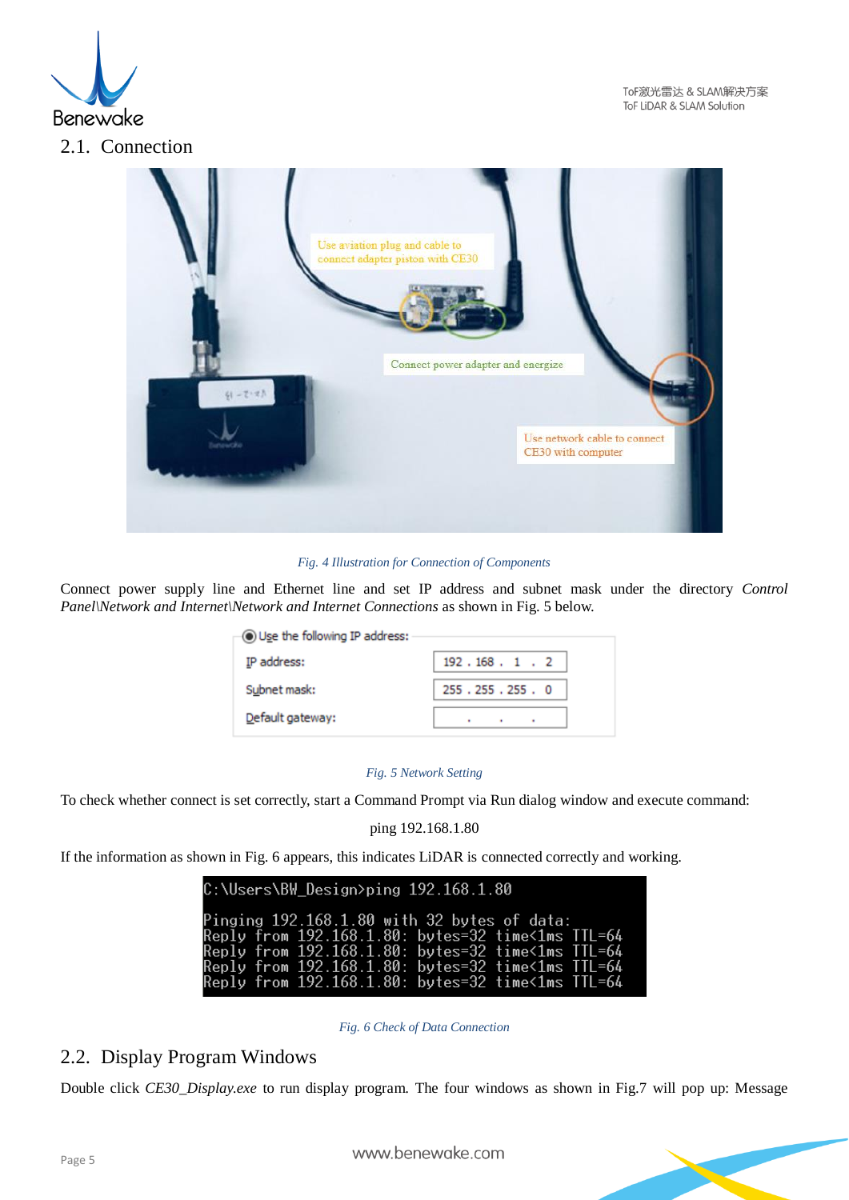## 2.1. Connection

Use aviation plug and cable to connect adapter piston with CE30

Connect power adapter and energize

Use network cable to connect CE30 with computer

*Fig. 4 Illustration for Connection of Components*

Connect power supply line and Ethernet line and set IP address and subnet mask under the directory *Control Panel\Network and Internet\Network and Internet Connections* as shown in Fig. 5 below.

Use the following IP address:

| | |
|---|---|
| IP address: | 192 . 168 . 1 . 2 |
| Subnet mask: | 255 . 255 . 255 . 0 |
| Default gateway: | . . . |

*Fig. 5 Network Setting*

To check whether connect is set correctly, start a Command Prompt via Run dialog window and execute command:

ping 192.168.1.80

If the information as shown in Fig. 6 appears, this indicates LiDAR is connected correctly and working.

```
C:\Users\BW_Design>ping 192.168.1.80

Pinging 192.168.1.80 with 32 bytes of data:
Reply from 192.168.1.80: bytes=32 time<1ms TTL=64
Reply from 192.168.1.80: bytes=32 time<1ms TTL=64
Reply from 192.168.1.80: bytes=32 time<1ms TTL=64
Reply from 192.168.1.80: bytes=32 time<1ms TTL=64
```

*Fig. 6 Check of Data Connection*

## 2.2. Display Program Windows

Double click *CE30_Display.exe* to run display program. The four windows as shown in Fig.7 will pop up: Message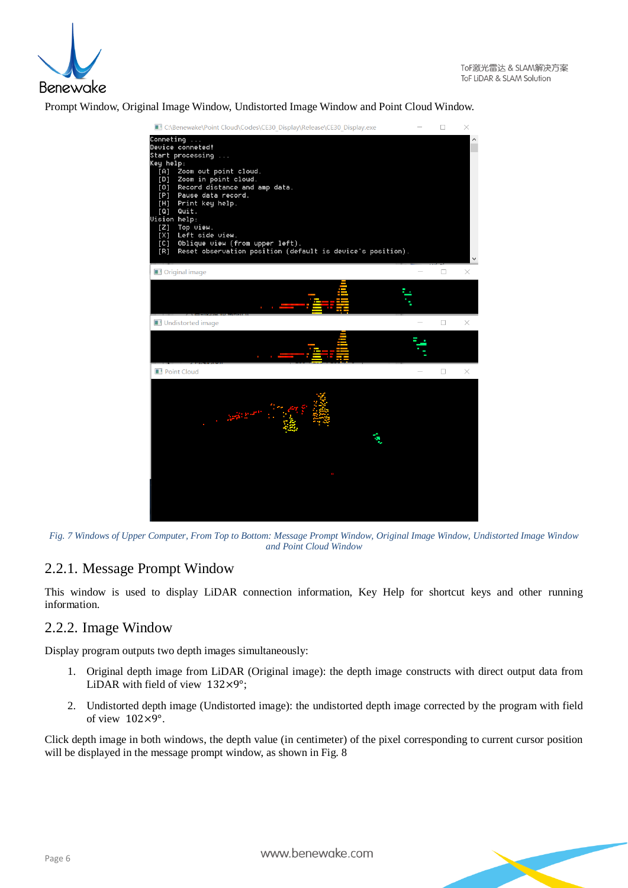Prompt Window, Original Image Window, Undistorted Image Window and Point Cloud Window.

*Fig. 7 Windows of Upper Computer, From Top to Bottom: Message Prompt Window, Original Image Window, Undistorted Image Window and Point Cloud Window*

### 2.2.1. Message Prompt Window

This window is used to display LiDAR connection information, Key Help for shortcut keys and other running information.

### 2.2.2. Image Window

Display program outputs two depth images simultaneously:

1. Original depth image from LiDAR (Original image): the depth image constructs with direct output data from LiDAR with field of view $132 \times 9°$;
2. Undistorted depth image (Undistorted image): the undistorted depth image corrected by the program with field of view $102 \times 9°$.

Click depth image in both windows, the depth value (in centimeter) of the pixel corresponding to current cursor position will be displayed in the message prompt window, as shown in Fig. 8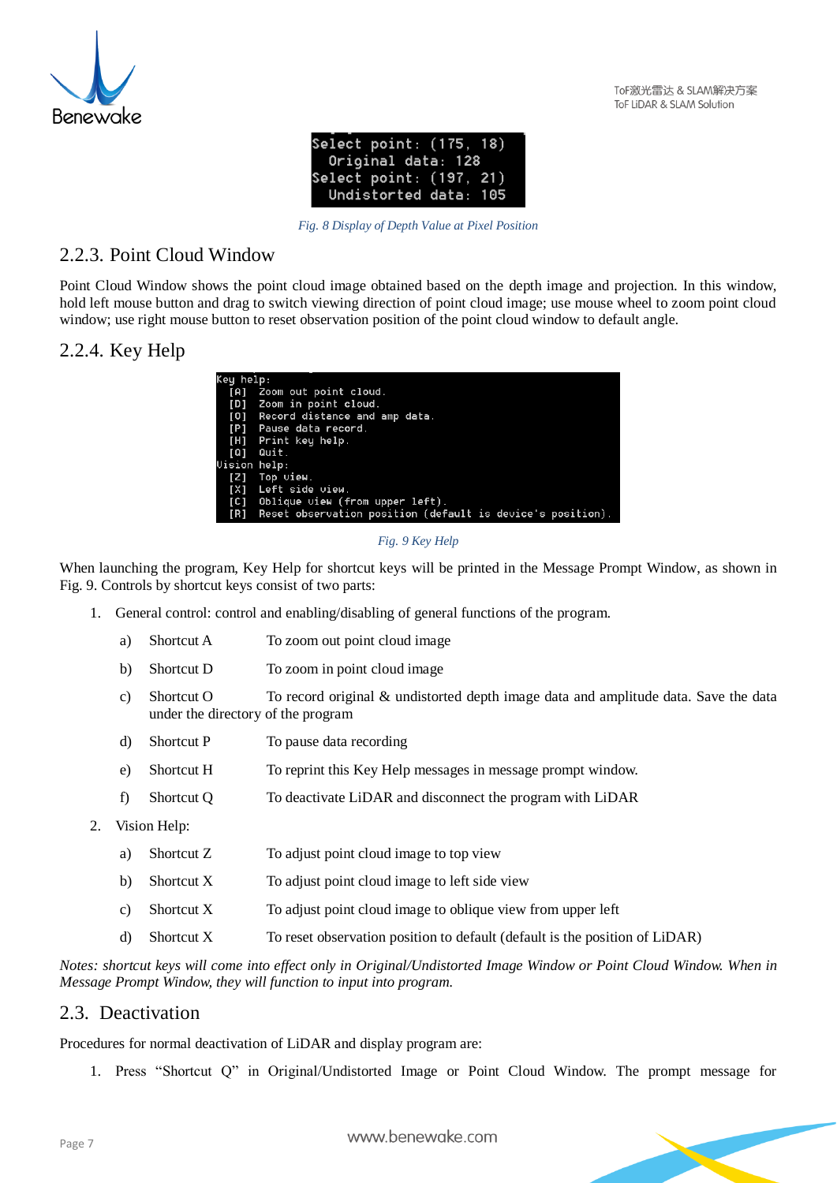```
Select point: (175, 18)
  Original data: 128
Select point: (197, 21)
  Undistorted data: 105
```

*Fig. 8 Display of Depth Value at Pixel Position*

## 2.2.3. Point Cloud Window

Point Cloud Window shows the point cloud image obtained based on the depth image and projection. In this window, hold left mouse button and drag to switch viewing direction of point cloud image; use mouse wheel to zoom point cloud window; use right mouse button to reset observation position of the point cloud window to default angle.

## 2.2.4. Key Help

```
Key help:
  [A]  Zoom out point cloud.
  [D]  Zoom in point cloud.
  [O]  Record distance and amp data.
  [P]  Pause data record.
  [H]  Print key help.
  [Q]  Quit.
Vision help:
  [Z]  Top view.
  [X]  Left side view.
  [C]  Oblique view (from upper left).
  [R]  Reset observation position (default is device's position).
```

*Fig. 9 Key Help*

When launching the program, Key Help for shortcut keys will be printed in the Message Prompt Window, as shown in Fig. 9. Controls by shortcut keys consist of two parts:

1. General control: control and enabling/disabling of general functions of the program.
   a) Shortcut A To zoom out point cloud image
   b) Shortcut D To zoom in point cloud image
   c) Shortcut O To record original & undistorted depth image data and amplitude data. Save the data under the directory of the program
   d) Shortcut P To pause data recording
   e) Shortcut H To reprint this Key Help messages in message prompt window.
   f) Shortcut Q To deactivate LiDAR and disconnect the program with LiDAR
2. Vision Help:
   a) Shortcut Z To adjust point cloud image to top view
   b) Shortcut X To adjust point cloud image to left side view
   c) Shortcut X To adjust point cloud image to oblique view from upper left
   d) Shortcut X To reset observation position to default (default is the position of LiDAR)

*Notes: shortcut keys will come into effect only in Original/Undistorted Image Window or Point Cloud Window. When in Message Prompt Window, they will function to input into program.*

## 2.3. Deactivation

Procedures for normal deactivation of LiDAR and display program are:

1. Press "Shortcut Q" in Original/Undistorted Image or Point Cloud Window. The prompt message for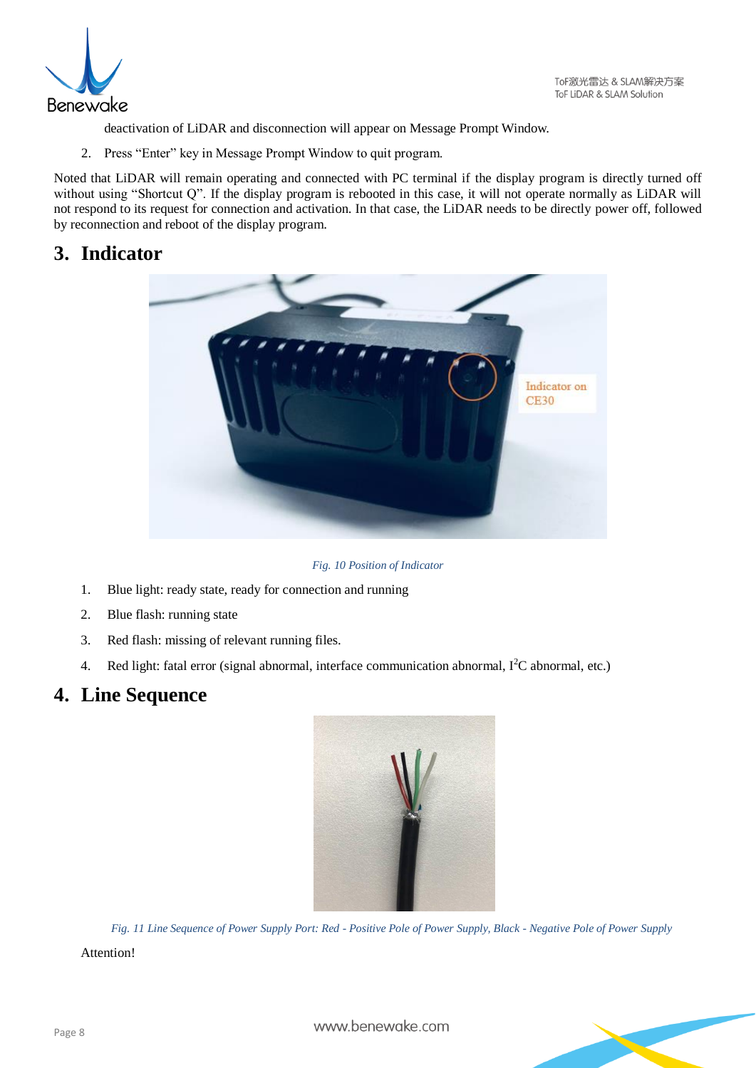deactivation of LiDAR and disconnection will appear on Message Prompt Window.

2. Press “Enter” key in Message Prompt Window to quit program.

Noted that LiDAR will remain operating and connected with PC terminal if the display program is directly turned off without using “Shortcut Q”. If the display program is rebooted in this case, it will not operate normally as LiDAR will not respond to its request for connection and activation. In that case, the LiDAR needs to be directly power off, followed by reconnection and reboot of the display program.

# 3. Indicator

*Fig. 10 Position of Indicator*

1. Blue light: ready state, ready for connection and running
2. Blue flash: running state
3. Red flash: missing of relevant running files.
4. Red light: fatal error (signal abnormal, interface communication abnormal, $I^2C$ abnormal, etc.)

# 4. Line Sequence

*Fig. 11 Line Sequence of Power Supply Port: Red - Positive Pole of Power Supply, Black - Negative Pole of Power Supply*

Attention!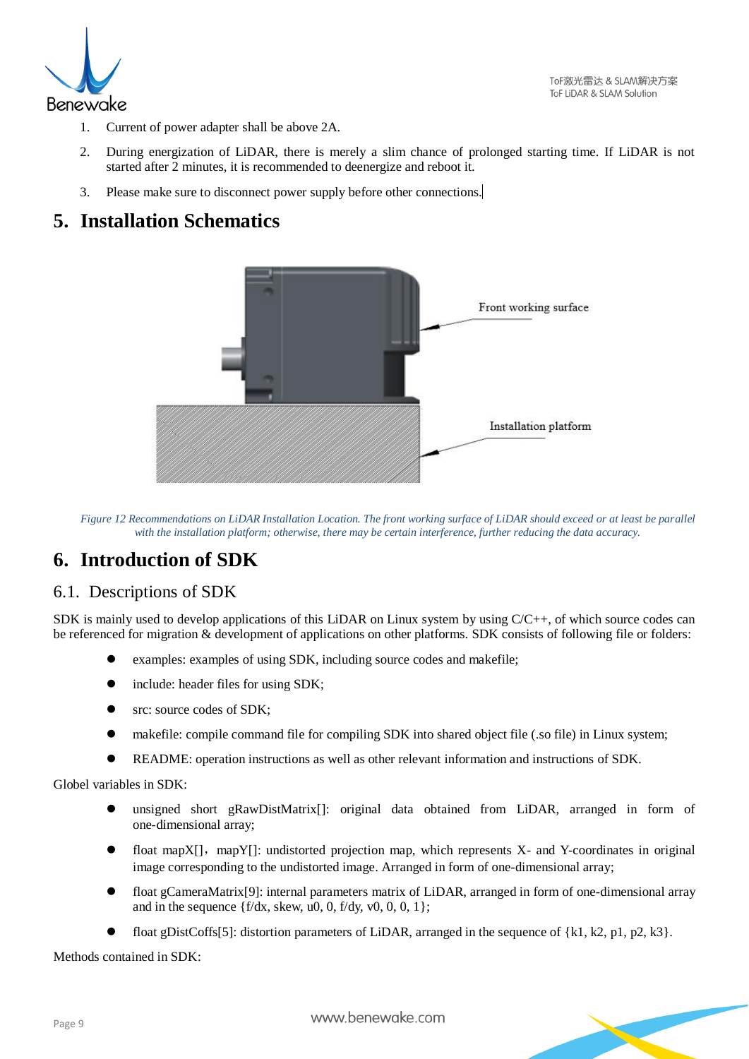1. Current of power adapter shall be above 2A.
2. During energization of LiDAR, there is merely a slim chance of prolonged starting time. If LiDAR is not started after 2 minutes, it is recommended to deenergize and reboot it.
3. Please make sure to disconnect power supply before other connections.

# 5. Installation Schematics

*Figure 12 Recommendations on LiDAR Installation Location. The front working surface of LiDAR should exceed or at least be parallel with the installation platform; otherwise, there may be certain interference, further reducing the data accuracy.*

# 6. Introduction of SDK

## 6.1. Descriptions of SDK

SDK is mainly used to develop applications of this LiDAR on Linux system by using C/C++, of which source codes can be referenced for migration & development of applications on other platforms. SDK consists of following file or folders:

- examples: examples of using SDK, including source codes and makefile;
- include: header files for using SDK;
- src: source codes of SDK;
- makefile: compile command file for compiling SDK into shared object file (.so file) in Linux system;
- README: operation instructions as well as other relevant information and instructions of SDK.

Globel variables in SDK:

- unsigned short gRawDistMatrix[]: original data obtained from LiDAR, arranged in form of one-dimensional array;
- float mapX[], mapY[]: undistorted projection map, which represents X- and Y-coordinates in original image corresponding to the undistorted image. Arranged in form of one-dimensional array;
- float gCameraMatrix[9]: internal parameters matrix of LiDAR, arranged in form of one-dimensional array and in the sequence {f/dx, skew, u0, 0, f/dy, v0, 0, 0, 1};
- float gDistCoffs[5]: distortion parameters of LiDAR, arranged in the sequence of {k1, k2, p1, p2, k3}.

Methods contained in SDK: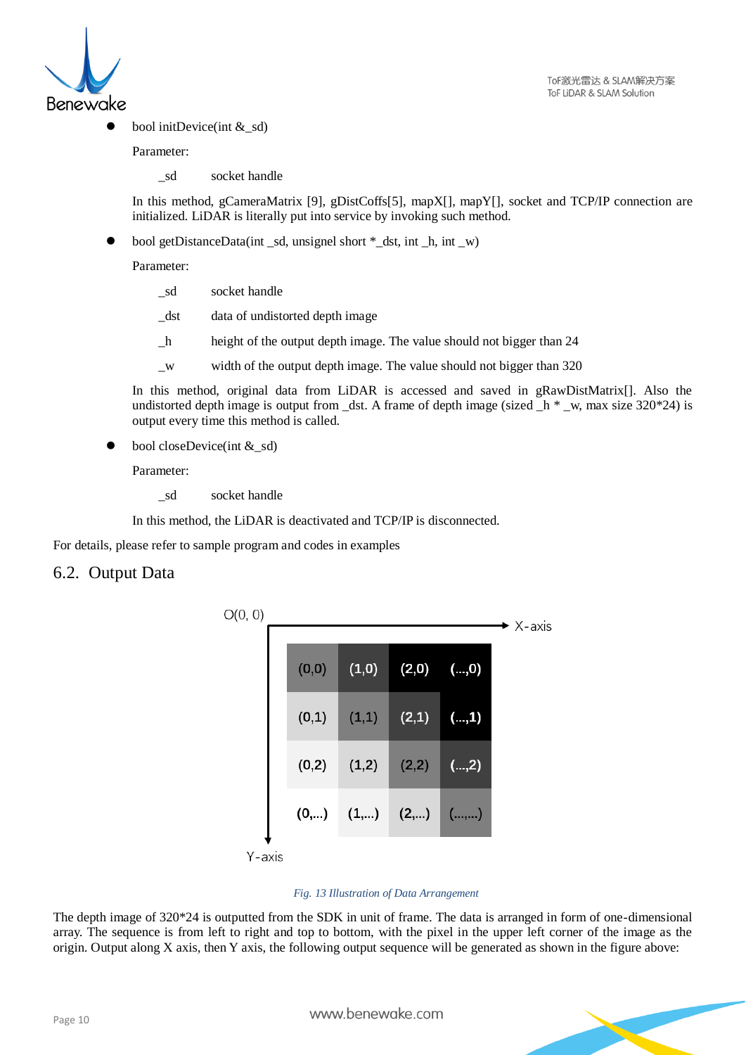- bool initDevice(int &_sd)

  Parameter:

  | | |
  |---|---|
  | _sd | socket handle |

  In this method, gCameraMatrix [9], gDistCoffs[5], mapX[], mapY[], socket and TCP/IP connection are initialized. LiDAR is literally put into service by invoking such method.

- bool getDistanceData(int _sd, unsignel short *_dst, int _h, int _w)

  Parameter:

  | | |
  |---|---|
  | _sd | socket handle |
  | _dst | data of undistorted depth image |
  | _h | height of the output depth image. The value should not bigger than 24 |
  | _w | width of the output depth image. The value should not bigger than 320 |

  In this method, original data from LiDAR is accessed and saved in gRawDistMatrix[]. Also the undistorted depth image is output from _dst. A frame of depth image (sized _h * _w, max size 320*24) is output every time this method is called.

- bool closeDevice(int &_sd)

  Parameter:

  | | |
  |---|---|
  | _sd | socket handle |

  In this method, the LiDAR is deactivated and TCP/IP is disconnected.

For details, please refer to sample program and codes in examples

## 6.2. Output Data

O(0, 0) → X-axis, ↓ Y-axis

| (0,0) | (1,0) | (2,0) | (...,0) |
|---|---|---|---|
| (0,1) | (1,1) | (2,1) | (...,1) |
| (0,2) | (1,2) | (2,2) | (...,2) |
| (0,...) | (1,...) | (2,...) | (...,...) |

*Fig. 13 Illustration of Data Arrangement*

The depth image of 320*24 is outputted from the SDK in unit of frame. The data is arranged in form of one-dimensional array. The sequence is from left to right and top to bottom, with the pixel in the upper left corner of the image as the origin. Output along X axis, then Y axis, the following output sequence will be generated as shown in the figure above: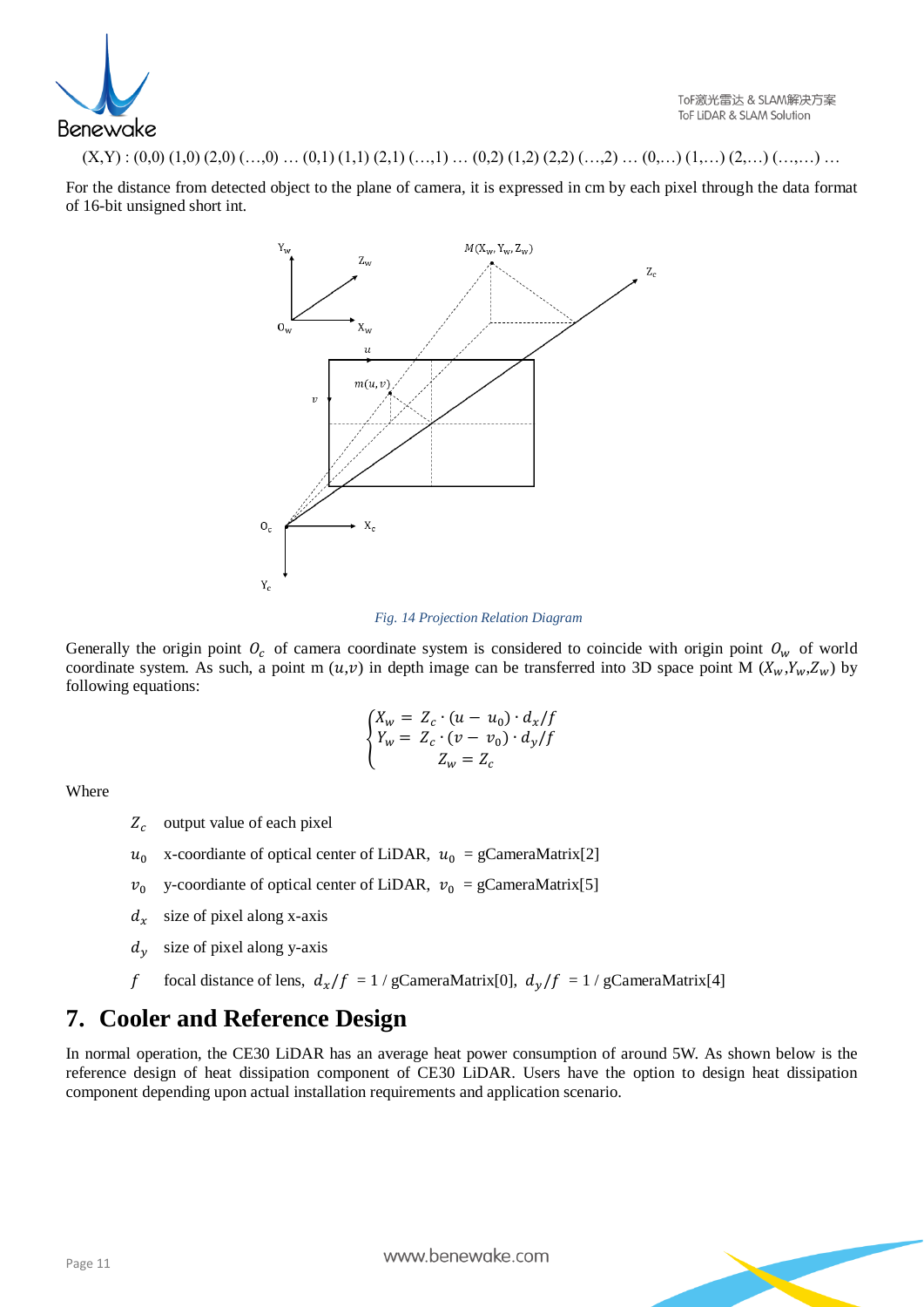(X,Y) : (0,0) (1,0) (2,0) (…,0) … (0,1) (1,1) (2,1) (…,1) … (0,2) (1,2) (2,2) (…,2) … (0,…) (1,…) (2,…) (…,…) …

For the distance from detected object to the plane of camera, it is expressed in cm by each pixel through the data format of 16-bit unsigned short int.

*Fig. 14 Projection Relation Diagram*

Generally the origin point $O_c$ of camera coordinate system is considered to coincide with origin point $O_w$ of world coordinate system. As such, a point m $(u,v)$ in depth image can be transferred into 3D space point M $(X_w, Y_w, Z_w)$ by following equations:

$$\begin{cases} X_w = Z_c \cdot (u - u_0) \cdot d_x / f \\ Y_w = Z_c \cdot (v - v_0) \cdot d_y / f \\ Z_w = Z_c \end{cases}$$

Where

- $Z_c$ output value of each pixel
- $u_0$ x-coordiante of optical center of LiDAR, $u_0$ = gCameraMatrix[2]
- $v_0$ y-coordiante of optical center of LiDAR, $v_0$ = gCameraMatrix[5]
- $d_x$ size of pixel along x-axis
- $d_y$ size of pixel along y-axis
- $f$ focal distance of lens, $d_x/f$ = 1 / gCameraMatrix[0], $d_y/f$ = 1 / gCameraMatrix[4]

# 7. Cooler and Reference Design

In normal operation, the CE30 LiDAR has an average heat power consumption of around 5W. As shown below is the reference design of heat dissipation component of CE30 LiDAR. Users have the option to design heat dissipation component depending upon actual installation requirements and application scenario.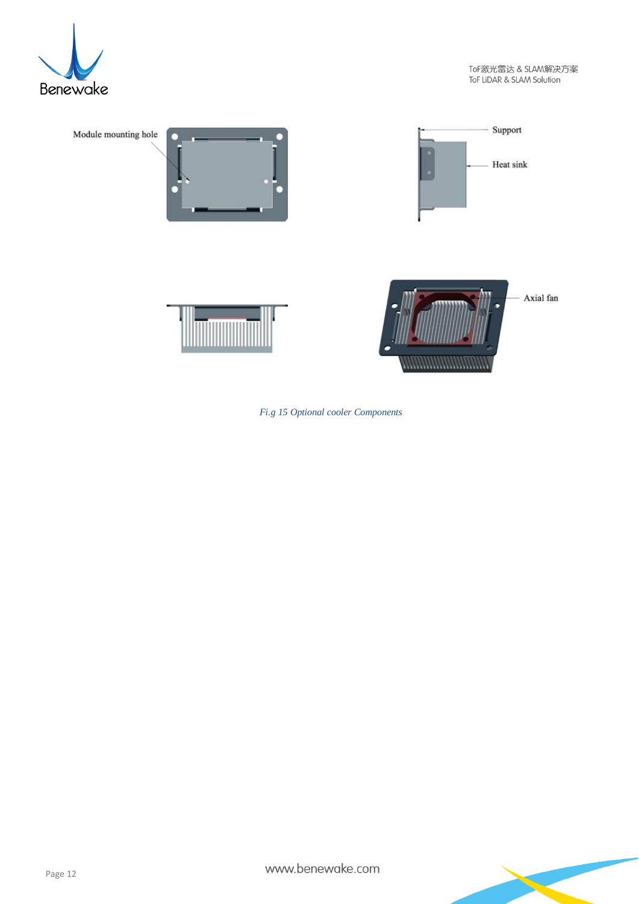Module mounting hole

Support

Heat sink

Axial fan

*Fi.g 15 Optional cooler Components*